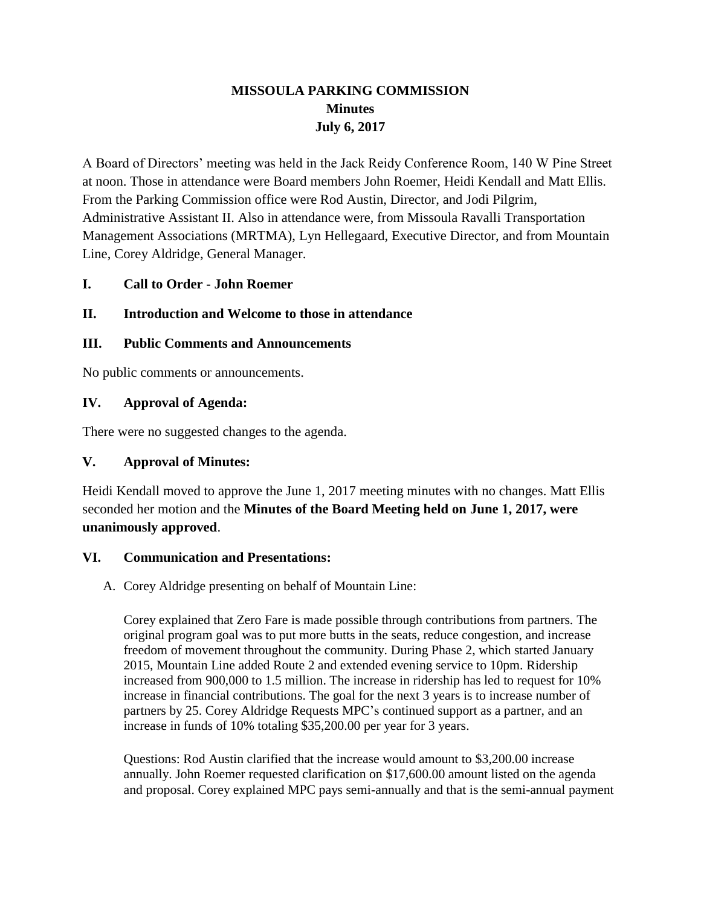# MISSOULA PARKING COMMISSION
## Minutes
## July 6, 2017

A Board of Directors' meeting was held in the Jack Reidy Conference Room, 140 W Pine Street at noon. Those in attendance were Board members John Roemer, Heidi Kendall and Matt Ellis. From the Parking Commission office were Rod Austin, Director, and Jodi Pilgrim, Administrative Assistant II. Also in attendance were, from Missoula Ravalli Transportation Management Associations (MRTMA), Lyn Hellegaard, Executive Director, and from Mountain Line, Corey Aldridge, General Manager.

### I. Call to Order - John Roemer

### II. Introduction and Welcome to those in attendance

### III. Public Comments and Announcements

No public comments or announcements.

### IV. Approval of Agenda:

There were no suggested changes to the agenda.

### V. Approval of Minutes:

Heidi Kendall moved to approve the June 1, 2017 meeting minutes with no changes. Matt Ellis seconded her motion and the **Minutes of the Board Meeting held on June 1, 2017, were unanimously approved**.

### VI. Communication and Presentations:

A. Corey Aldridge presenting on behalf of Mountain Line:

Corey explained that Zero Fare is made possible through contributions from partners. The original program goal was to put more butts in the seats, reduce congestion, and increase freedom of movement throughout the community. During Phase 2, which started January 2015, Mountain Line added Route 2 and extended evening service to 10pm. Ridership increased from 900,000 to 1.5 million. The increase in ridership has led to request for 10% increase in financial contributions. The goal for the next 3 years is to increase number of partners by 25. Corey Aldridge Requests MPC's continued support as a partner, and an increase in funds of 10% totaling $35,200.00 per year for 3 years.

Questions: Rod Austin clarified that the increase would amount to $3,200.00 increase annually. John Roemer requested clarification on $17,600.00 amount listed on the agenda and proposal. Corey explained MPC pays semi-annually and that is the semi-annual payment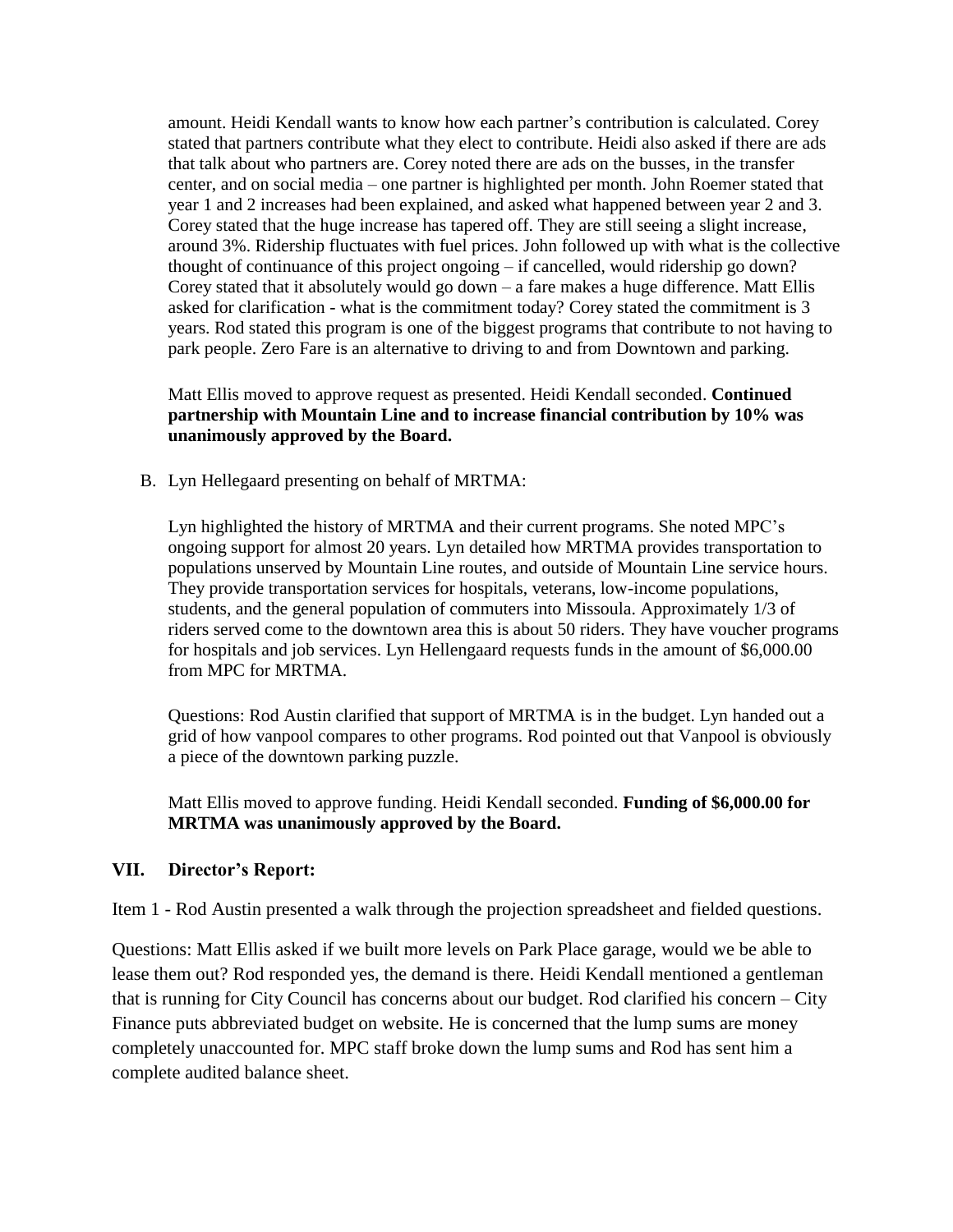amount. Heidi Kendall wants to know how each partner's contribution is calculated. Corey stated that partners contribute what they elect to contribute. Heidi also asked if there are ads that talk about who partners are. Corey noted there are ads on the busses, in the transfer center, and on social media – one partner is highlighted per month. John Roemer stated that year 1 and 2 increases had been explained, and asked what happened between year 2 and 3. Corey stated that the huge increase has tapered off. They are still seeing a slight increase, around 3%. Ridership fluctuates with fuel prices. John followed up with what is the collective thought of continuance of this project ongoing – if cancelled, would ridership go down? Corey stated that it absolutely would go down – a fare makes a huge difference. Matt Ellis asked for clarification - what is the commitment today? Corey stated the commitment is 3 years. Rod stated this program is one of the biggest programs that contribute to not having to park people. Zero Fare is an alternative to driving to and from Downtown and parking.

Matt Ellis moved to approve request as presented. Heidi Kendall seconded. **Continued partnership with Mountain Line and to increase financial contribution by 10% was unanimously approved by the Board.**

B. Lyn Hellegaard presenting on behalf of MRTMA:

Lyn highlighted the history of MRTMA and their current programs. She noted MPC's ongoing support for almost 20 years. Lyn detailed how MRTMA provides transportation to populations unserved by Mountain Line routes, and outside of Mountain Line service hours. They provide transportation services for hospitals, veterans, low-income populations, students, and the general population of commuters into Missoula. Approximately 1/3 of riders served come to the downtown area this is about 50 riders. They have voucher programs for hospitals and job services. Lyn Hellengaard requests funds in the amount of $6,000.00 from MPC for MRTMA.

Questions: Rod Austin clarified that support of MRTMA is in the budget. Lyn handed out a grid of how vanpool compares to other programs. Rod pointed out that Vanpool is obviously a piece of the downtown parking puzzle.

Matt Ellis moved to approve funding. Heidi Kendall seconded. **Funding of $6,000.00 for MRTMA was unanimously approved by the Board.**

## VII. Director's Report:

Item 1 - Rod Austin presented a walk through the projection spreadsheet and fielded questions.

Questions: Matt Ellis asked if we built more levels on Park Place garage, would we be able to lease them out? Rod responded yes, the demand is there. Heidi Kendall mentioned a gentleman that is running for City Council has concerns about our budget. Rod clarified his concern – City Finance puts abbreviated budget on website. He is concerned that the lump sums are money completely unaccounted for. MPC staff broke down the lump sums and Rod has sent him a complete audited balance sheet.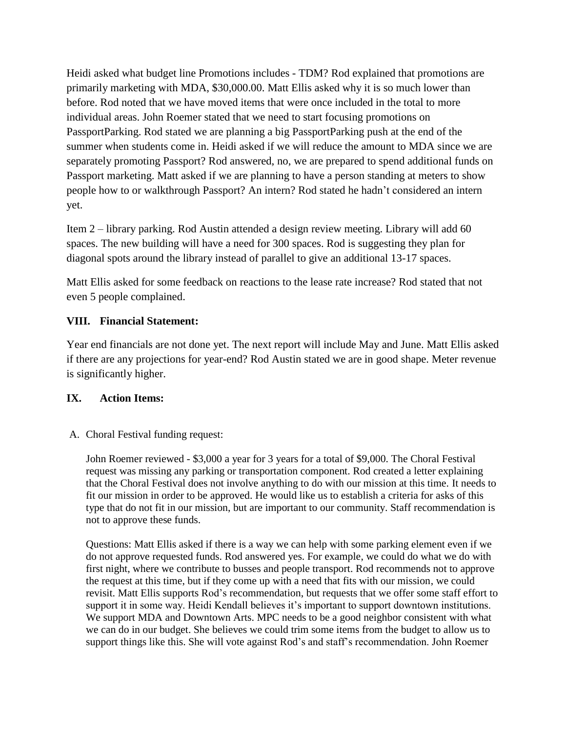Heidi asked what budget line Promotions includes - TDM? Rod explained that promotions are primarily marketing with MDA, $30,000.00. Matt Ellis asked why it is so much lower than before. Rod noted that we have moved items that were once included in the total to more individual areas. John Roemer stated that we need to start focusing promotions on PassportParking. Rod stated we are planning a big PassportParking push at the end of the summer when students come in. Heidi asked if we will reduce the amount to MDA since we are separately promoting Passport? Rod answered, no, we are prepared to spend additional funds on Passport marketing. Matt asked if we are planning to have a person standing at meters to show people how to or walkthrough Passport? An intern? Rod stated he hadn't considered an intern yet.

Item 2 – library parking. Rod Austin attended a design review meeting. Library will add 60 spaces. The new building will have a need for 300 spaces. Rod is suggesting they plan for diagonal spots around the library instead of parallel to give an additional 13-17 spaces.

Matt Ellis asked for some feedback on reactions to the lease rate increase? Rod stated that not even 5 people complained.

## VIII. Financial Statement:

Year end financials are not done yet. The next report will include May and June. Matt Ellis asked if there are any projections for year-end? Rod Austin stated we are in good shape. Meter revenue is significantly higher.

## IX. Action Items:

A. Choral Festival funding request:

John Roemer reviewed - $3,000 a year for 3 years for a total of $9,000. The Choral Festival request was missing any parking or transportation component. Rod created a letter explaining that the Choral Festival does not involve anything to do with our mission at this time. It needs to fit our mission in order to be approved. He would like us to establish a criteria for asks of this type that do not fit in our mission, but are important to our community. Staff recommendation is not to approve these funds.

Questions: Matt Ellis asked if there is a way we can help with some parking element even if we do not approve requested funds. Rod answered yes. For example, we could do what we do with first night, where we contribute to busses and people transport. Rod recommends not to approve the request at this time, but if they come up with a need that fits with our mission, we could revisit. Matt Ellis supports Rod's recommendation, but requests that we offer some staff effort to support it in some way. Heidi Kendall believes it's important to support downtown institutions. We support MDA and Downtown Arts. MPC needs to be a good neighbor consistent with what we can do in our budget. She believes we could trim some items from the budget to allow us to support things like this. She will vote against Rod's and staff's recommendation. John Roemer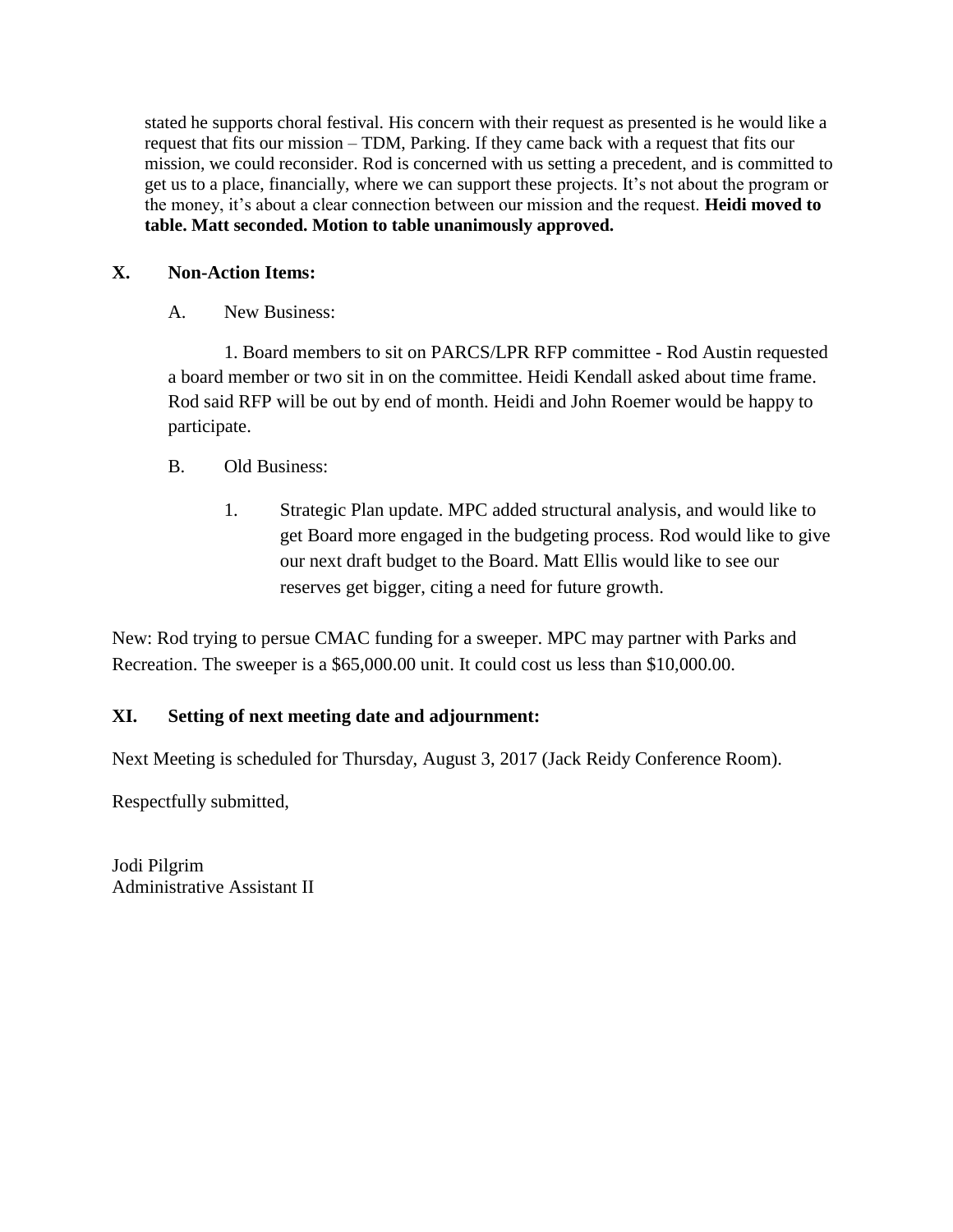stated he supports choral festival. His concern with their request as presented is he would like a request that fits our mission – TDM, Parking. If they came back with a request that fits our mission, we could reconsider. Rod is concerned with us setting a precedent, and is committed to get us to a place, financially, where we can support these projects. It's not about the program or the money, it's about a clear connection between our mission and the request. **Heidi moved to table. Matt seconded. Motion to table unanimously approved.**

## X. Non-Action Items:

A. New Business:

1. Board members to sit on PARCS/LPR RFP committee - Rod Austin requested a board member or two sit in on the committee. Heidi Kendall asked about time frame. Rod said RFP will be out by end of month. Heidi and John Roemer would be happy to participate.

B. Old Business:

1. Strategic Plan update. MPC added structural analysis, and would like to get Board more engaged in the budgeting process. Rod would like to give our next draft budget to the Board. Matt Ellis would like to see our reserves get bigger, citing a need for future growth.

New: Rod trying to persue CMAC funding for a sweeper. MPC may partner with Parks and Recreation. The sweeper is a $65,000.00 unit. It could cost us less than $10,000.00.

## XI. Setting of next meeting date and adjournment:

Next Meeting is scheduled for Thursday, August 3, 2017 (Jack Reidy Conference Room).

Respectfully submitted,

Jodi Pilgrim
Administrative Assistant II